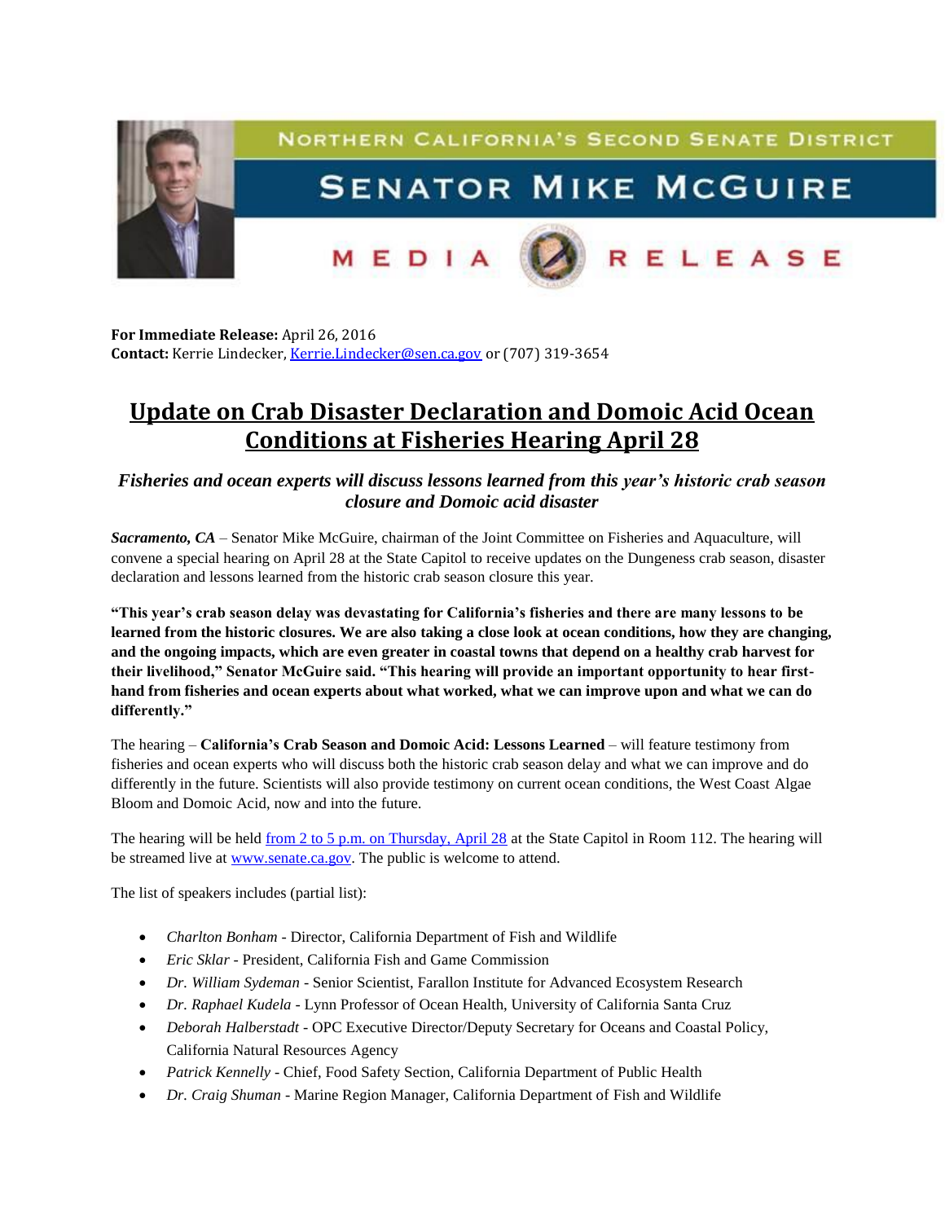NORTHERN CALIFORNIA'S SECOND SENATE DISTRICT

SENATOR MIKE MCGUIRE

MEDIA RELEASE

**For Immediate Release:** April 26, 2016
**Contact:** Kerrie Lindecker, Kerrie.Lindecker@sen.ca.gov or (707) 319-3654

# Update on Crab Disaster Declaration and Domoic Acid Ocean Conditions at Fisheries Hearing April 28

### *Fisheries and ocean experts will discuss lessons learned from this year's historic crab season closure and Domoic acid disaster*

***Sacramento, CA*** – Senator Mike McGuire, chairman of the Joint Committee on Fisheries and Aquaculture, will convene a special hearing on April 28 at the State Capitol to receive updates on the Dungeness crab season, disaster declaration and lessons learned from the historic crab season closure this year.

**"This year's crab season delay was devastating for California's fisheries and there are many lessons to be learned from the historic closures. We are also taking a close look at ocean conditions, how they are changing, and the ongoing impacts, which are even greater in coastal towns that depend on a healthy crab harvest for their livelihood," Senator McGuire said. "This hearing will provide an important opportunity to hear first-hand from fisheries and ocean experts about what worked, what we can improve upon and what we can do differently."**

The hearing – **California's Crab Season and Domoic Acid: Lessons Learned** – will feature testimony from fisheries and ocean experts who will discuss both the historic crab season delay and what we can improve and do differently in the future. Scientists will also provide testimony on current ocean conditions, the West Coast Algae Bloom and Domoic Acid, now and into the future.

The hearing will be held from 2 to 5 p.m. on Thursday, April 28 at the State Capitol in Room 112. The hearing will be streamed live at www.senate.ca.gov. The public is welcome to attend.

The list of speakers includes (partial list):

- *Charlton Bonham* - Director, California Department of Fish and Wildlife
- *Eric Sklar* - President, California Fish and Game Commission
- *Dr. William Sydeman* - Senior Scientist, Farallon Institute for Advanced Ecosystem Research
- *Dr. Raphael Kudela* - Lynn Professor of Ocean Health, University of California Santa Cruz
- *Deborah Halberstadt* - OPC Executive Director/Deputy Secretary for Oceans and Coastal Policy, California Natural Resources Agency
- *Patrick Kennelly* - Chief, Food Safety Section, California Department of Public Health
- *Dr. Craig Shuman* - Marine Region Manager, California Department of Fish and Wildlife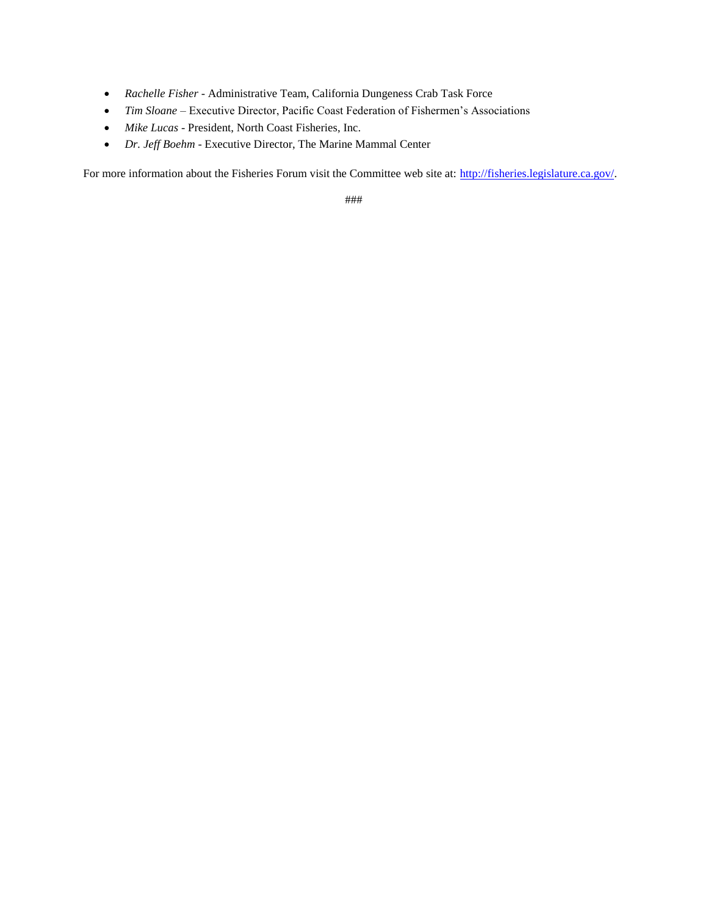- *Rachelle Fisher* - Administrative Team, California Dungeness Crab Task Force
- *Tim Sloane* – Executive Director, Pacific Coast Federation of Fishermen's Associations
- *Mike Lucas* - President, North Coast Fisheries, Inc.
- *Dr. Jeff Boehm* - Executive Director, The Marine Mammal Center

For more information about the Fisheries Forum visit the Committee web site at: [http://fisheries.legislature.ca.gov/](http://fisheries.legislature.ca.gov/).

###